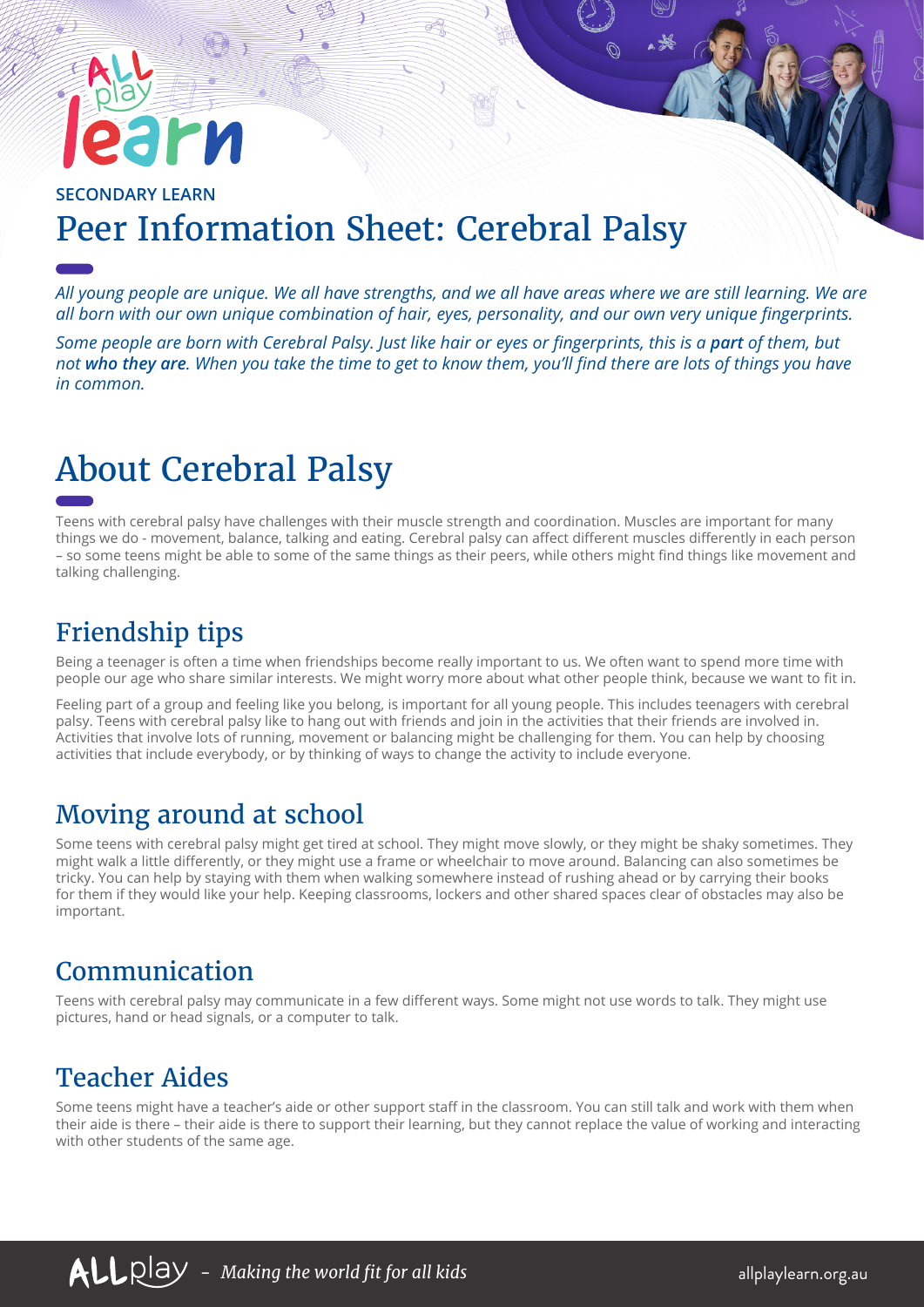SECONDARY LEARN

# Peer Information Sheet: Cerebral Palsy

*All young people are unique. We all have strengths, and we all have areas where we are still learning. We are all born with our own unique combination of hair, eyes, personality, and our own very unique fingerprints.*

*Some people are born with Cerebral Palsy. Just like hair or eyes or fingerprints, this is a **part** of them, but not **who they are**. When you take the time to get to know them, you'll find there are lots of things you have in common.*

## About Cerebral Palsy

Teens with cerebral palsy have challenges with their muscle strength and coordination. Muscles are important for many things we do - movement, balance, talking and eating. Cerebral palsy can affect different muscles differently in each person – so some teens might be able to some of the same things as their peers, while others might find things like movement and talking challenging.

### Friendship tips

Being a teenager is often a time when friendships become really important to us. We often want to spend more time with people our age who share similar interests. We might worry more about what other people think, because we want to fit in.

Feeling part of a group and feeling like you belong, is important for all young people. This includes teenagers with cerebral palsy. Teens with cerebral palsy like to hang out with friends and join in the activities that their friends are involved in. Activities that involve lots of running, movement or balancing might be challenging for them. You can help by choosing activities that include everybody, or by thinking of ways to change the activity to include everyone.

### Moving around at school

Some teens with cerebral palsy might get tired at school. They might move slowly, or they might be shaky sometimes. They might walk a little differently, or they might use a frame or wheelchair to move around. Balancing can also sometimes be tricky. You can help by staying with them when walking somewhere instead of rushing ahead or by carrying their books for them if they would like your help. Keeping classrooms, lockers and other shared spaces clear of obstacles may also be important.

### Communication

Teens with cerebral palsy may communicate in a few different ways. Some might not use words to talk. They might use pictures, hand or head signals, or a computer to talk.

### Teacher Aides

Some teens might have a teacher's aide or other support staff in the classroom. You can still talk and work with them when their aide is there – their aide is there to support their learning, but they cannot replace the value of working and interacting with other students of the same age.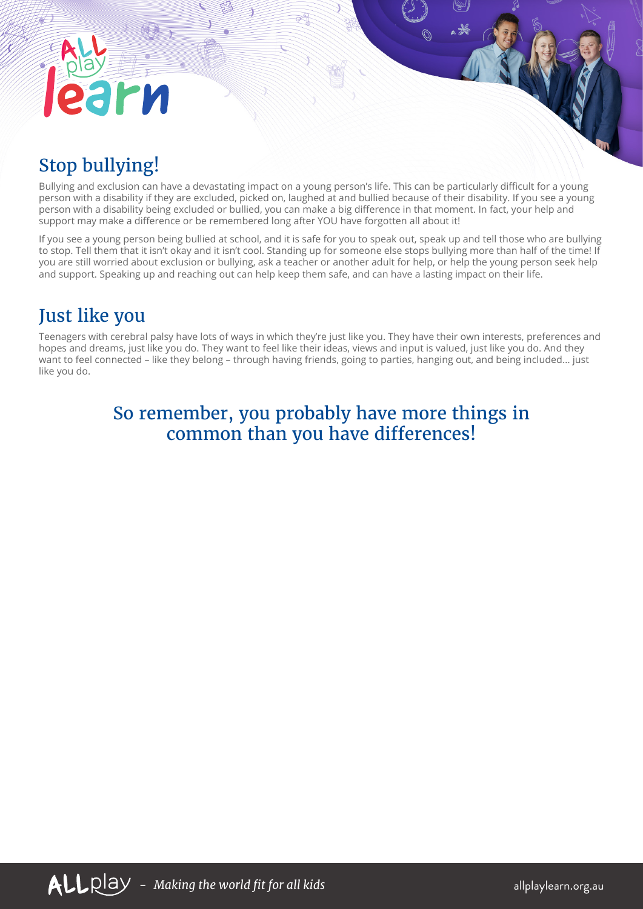## Stop bullying!

Bullying and exclusion can have a devastating impact on a young person's life. This can be particularly difficult for a young person with a disability if they are excluded, picked on, laughed at and bullied because of their disability. If you see a young person with a disability being excluded or bullied, you can make a big difference in that moment. In fact, your help and support may make a difference or be remembered long after YOU have forgotten all about it!

If you see a young person being bullied at school, and it is safe for you to speak out, speak up and tell those who are bullying to stop. Tell them that it isn't okay and it isn't cool. Standing up for someone else stops bullying more than half of the time! If you are still worried about exclusion or bullying, ask a teacher or another adult for help, or help the young person seek help and support. Speaking up and reaching out can help keep them safe, and can have a lasting impact on their life.

## Just like you

Teenagers with cerebral palsy have lots of ways in which they're just like you. They have their own interests, preferences and hopes and dreams, just like you do. They want to feel like their ideas, views and input is valued, just like you do. And they want to feel connected – like they belong – through having friends, going to parties, hanging out, and being included… just like you do.

### So remember, you probably have more things in common than you have differences!